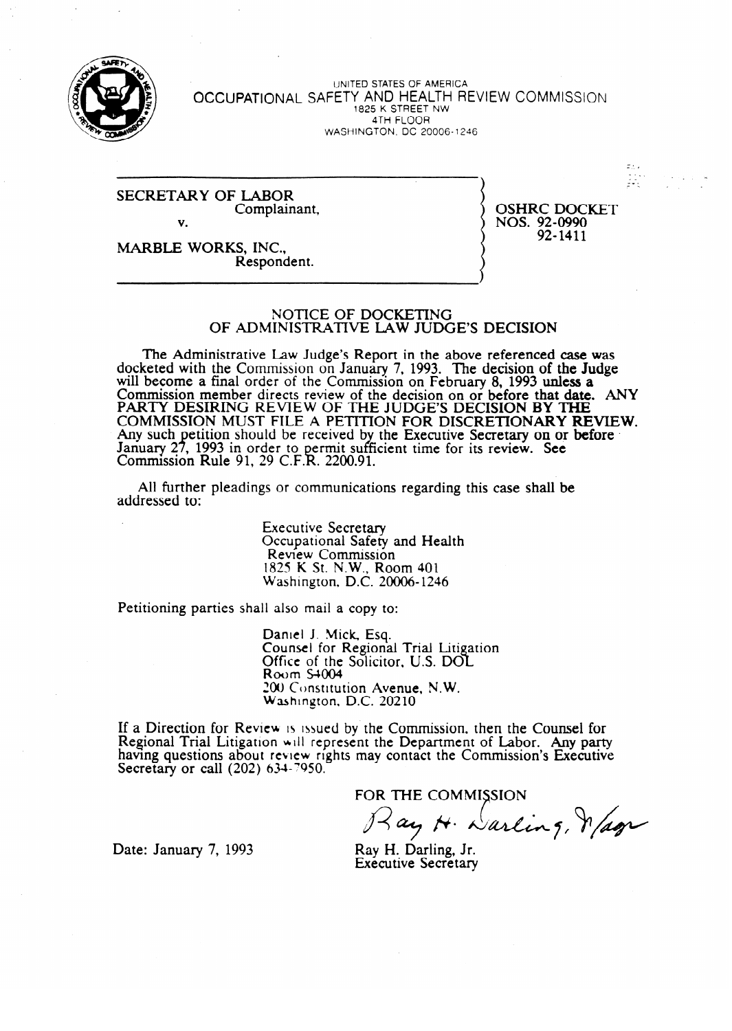UNITED STATES OF AMERICA

OCCUPATIONAL SAFETY AND HEALTH REVIEW COMMISSION

1825 K STREET NW

4TH FLOOR

WASHINGTON, DC 20006-1246

| | |
|---|---|
| SECRETARY OF LABOR<br>Complainant,<br>v.<br>MARBLE WORKS, INC.,<br>Respondent. | OSHRC DOCKET<br>NOS. 92-0990<br>92-1411 |

## NOTICE OF DOCKETING OF ADMINISTRATIVE LAW JUDGE'S DECISION

The Administrative Law Judge's Report in the above referenced case was docketed with the Commission on January 7, 1993. The decision of the Judge will become a final order of the Commission on February 8, 1993 unless a Commission member directs review of the decision on or before that date. ANY PARTY DESIRING REVIEW OF THE JUDGE'S DECISION BY THE COMMISSION MUST FILE A PETITION FOR DISCRETIONARY REVIEW. Any such petition should be received by the Executive Secretary on or before January 27, 1993 in order to permit sufficient time for its review. See Commission Rule 91, 29 C.F.R. 2200.91.

All further pleadings or communications regarding this case shall be addressed to:

Executive Secretary
Occupational Safety and Health Review Commission
1825 K St. N.W., Room 401
Washington, D.C. 20006-1246

Petitioning parties shall also mail a copy to:

Daniel J. Mick, Esq.
Counsel for Regional Trial Litigation
Office of the Solicitor, U.S. DOL
Room S4004
200 Constitution Avenue, N.W.
Washington, D.C. 20210

If a Direction for Review is issued by the Commission, then the Counsel for Regional Trial Litigation will represent the Department of Labor. Any party having questions about review rights may contact the Commission's Executive Secretary or call (202) 634-7950.

Date: January 7, 1993

FOR THE COMMISSION

Ray H. Darling, Jr.
Executive Secretary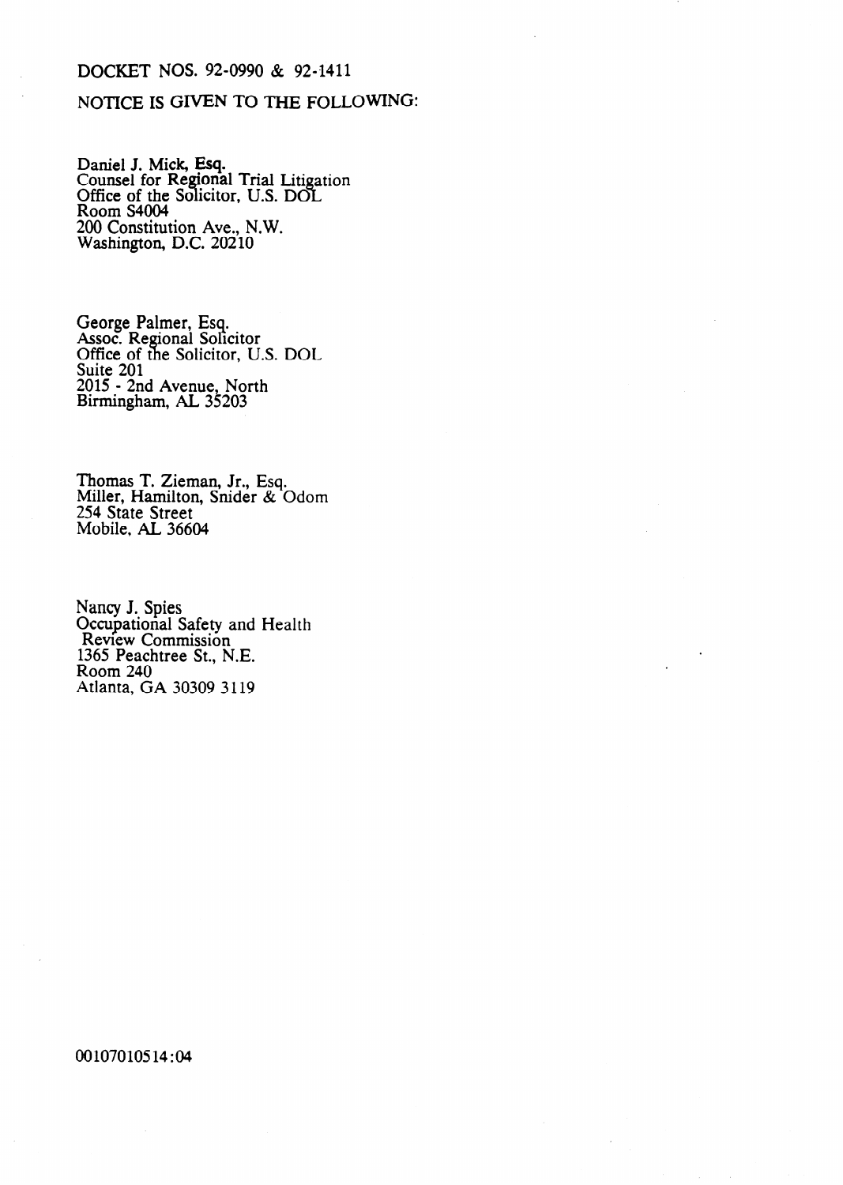DOCKET NOS. 92-0990 & 92-1411

NOTICE IS GIVEN TO THE FOLLOWING:

Daniel J. Mick, Esq.
Counsel for Regional Trial Litigation
Office of the Solicitor, U.S. DOL
Room S4004
200 Constitution Ave., N.W.
Washington, D.C. 20210

George Palmer, Esq.
Assoc. Regional Solicitor
Office of the Solicitor, U.S. DOL
Suite 201
2015 - 2nd Avenue, North
Birmingham, AL 35203

Thomas T. Zieman, Jr., Esq.
Miller, Hamilton, Snider & Odom
254 State Street
Mobile, AL 36604

Nancy J. Spies
Occupational Safety and Health
Review Commission
1365 Peachtree St., N.E.
Room 240
Atlanta, GA 30309 3119

00107010514:04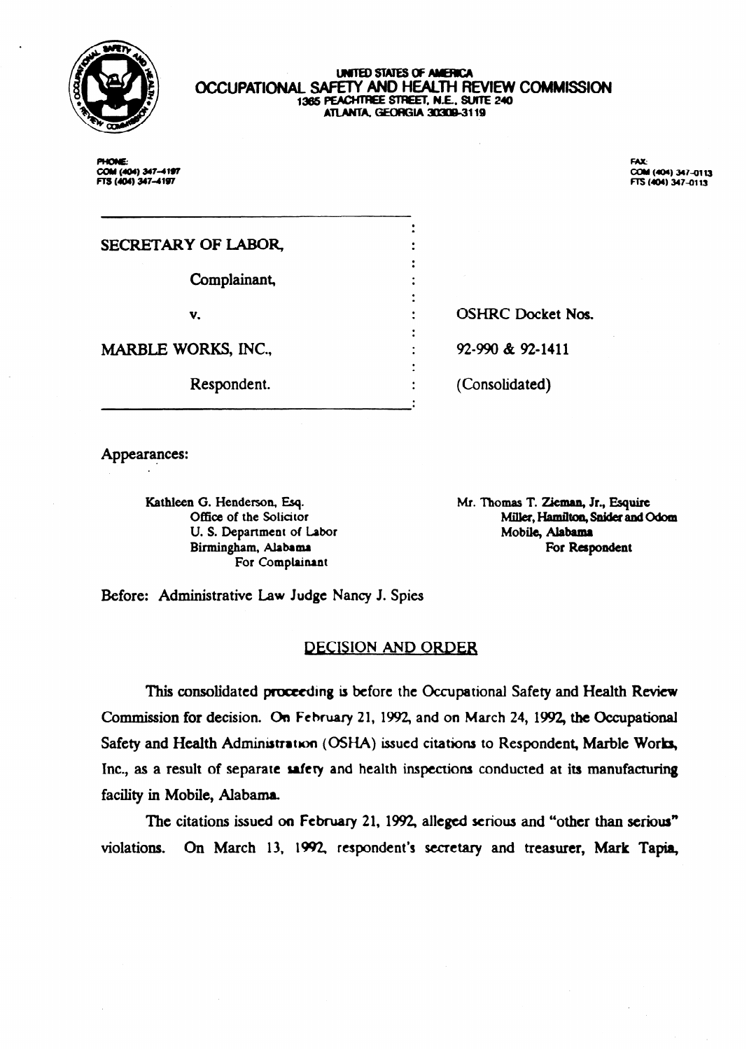UNITED STATES OF AMERICA
OCCUPATIONAL SAFETY AND HEALTH REVIEW COMMISSION
1365 PEACHTREE STREET, N.E., SUITE 240
ATLANTA, GEORGIA 30309-3119

PHONE:
COM (404) 347-4197
FTS (404) 347-4197

FAX:
COM (404) 347-0113
FTS (404) 347-0113

SECRETARY OF LABOR,

Complainant,

v.

MARBLE WORKS, INC.,

Respondent.

OSHRC Docket Nos.

92-990 & 92-1411

(Consolidated)

Appearances:

Kathleen G. Henderson, Esq.
Office of the Solicitor
U. S. Department of Labor
Birmingham, Alabama
For Complainant

Mr. Thomas T. Zieman, Jr., Esquire
Miller, Hamilton, Snider and Odom
Mobile, Alabama
For Respondent

Before: Administrative Law Judge Nancy J. Spies

## DECISION AND ORDER

This consolidated proceeding is before the Occupational Safety and Health Review Commission for decision. On February 21, 1992, and on March 24, 1992, the Occupational Safety and Health Administration (OSHA) issued citations to Respondent, Marble Works, Inc., as a result of separate safety and health inspections conducted at its manufacturing facility in Mobile, Alabama.

The citations issued on February 21, 1992, alleged serious and "other than serious" violations. On March 13, 1992, respondent's secretary and treasurer, Mark Tapia,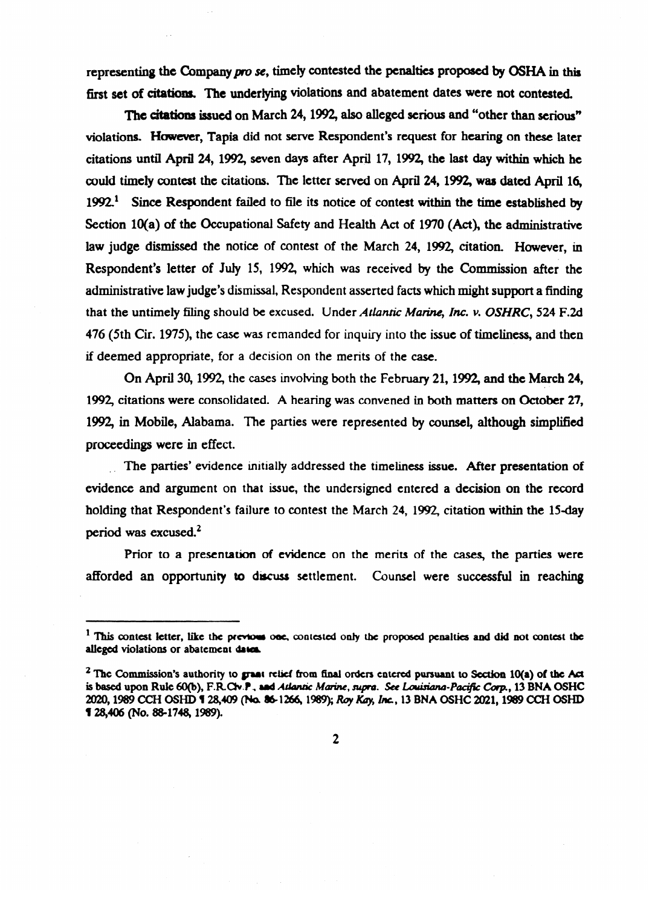representing the Company *pro se*, timely contested the penalties proposed by OSHA in this first set of citations. The underlying violations and abatement dates were not contested.

The citations issued on March 24, 1992, also alleged serious and "other than serious" violations. However, Tapia did not serve Respondent's request for hearing on these later citations until April 24, 1992, seven days after April 17, 1992, the last day within which he could timely contest the citations. The letter served on April 24, 1992, was dated April 16, 1992.[1] Since Respondent failed to file its notice of contest within the time established by Section 10(a) of the Occupational Safety and Health Act of 1970 (Act), the administrative law judge dismissed the notice of contest of the March 24, 1992, citation. However, in Respondent's letter of July 15, 1992, which was received by the Commission after the administrative law judge's dismissal, Respondent asserted facts which might support a finding that the untimely filing should be excused. Under *Atlantic Marine, Inc. v. OSHRC*, 524 F.2d 476 (5th Cir. 1975), the case was remanded for inquiry into the issue of timeliness, and then if deemed appropriate, for a decision on the merits of the case.

On April 30, 1992, the cases involving both the February 21, 1992, and the March 24, 1992, citations were consolidated. A hearing was convened in both matters on October 27, 1992, in Mobile, Alabama. The parties were represented by counsel, although simplified proceedings were in effect.

The parties' evidence initially addressed the timeliness issue. After presentation of evidence and argument on that issue, the undersigned entered a decision on the record holding that Respondent's failure to contest the March 24, 1992, citation within the 15-day period was excused.[2]

Prior to a presentation of evidence on the merits of the cases, the parties were afforded an opportunity to discuss settlement. Counsel were successful in reaching

---

[1] This contest letter, like the previous one, contested only the proposed penalties and did not contest the alleged violations or abatement dates.

[2] The Commission's authority to grant relief from final orders entered pursuant to Section 10(a) of the Act is based upon Rule 60(b), F.R.Civ.P., and *Atlantic Marine*, *supra*. *See Louisiana-Pacific Corp.*, 13 BNA OSHC 2020, 1989 CCH OSHD ¶ 28,409 (No. 86-1266, 1989); *Roy Kay, Inc.*, 13 BNA OSHC 2021, 1989 CCH OSHD ¶ 28,406 (No. 88-1748, 1989).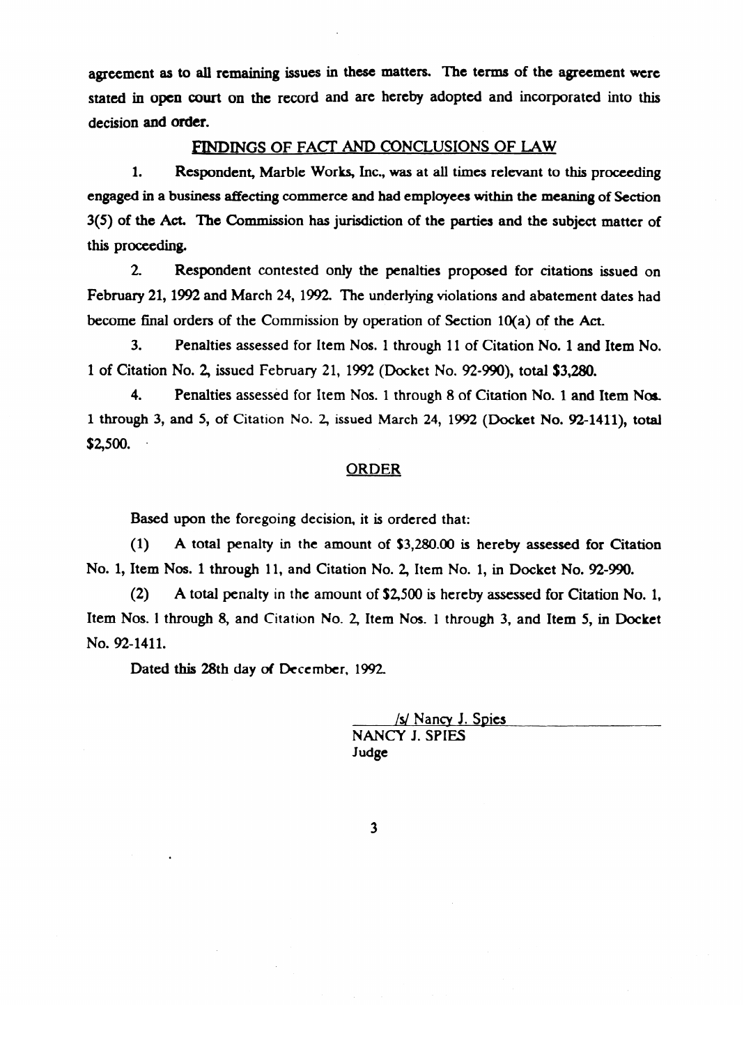agreement as to all remaining issues in these matters. The terms of the agreement were stated in open court on the record and are hereby adopted and incorporated into this decision and order.

## FINDINGS OF FACT AND CONCLUSIONS OF LAW

1. Respondent, Marble Works, Inc., was at all times relevant to this proceeding engaged in a business affecting commerce and had employees within the meaning of Section 3(5) of the Act. The Commission has jurisdiction of the parties and the subject matter of this proceeding.

2. Respondent contested only the penalties proposed for citations issued on February 21, 1992 and March 24, 1992. The underlying violations and abatement dates had become final orders of the Commission by operation of Section 10(a) of the Act.

3. Penalties assessed for Item Nos. 1 through 11 of Citation No. 1 and Item No. 1 of Citation No. 2, issued February 21, 1992 (Docket No. 92-990), total $3,280.

4. Penalties assessed for Item Nos. 1 through 8 of Citation No. 1 and Item Nos. 1 through 3, and 5, of Citation No. 2, issued March 24, 1992 (Docket No. 92-1411), total $2,500.

## ORDER

Based upon the foregoing decision, it is ordered that:

(1) A total penalty in the amount of $3,280.00 is hereby assessed for Citation No. 1, Item Nos. 1 through 11, and Citation No. 2, Item No. 1, in Docket No. 92-990.

(2) A total penalty in the amount of $2,500 is hereby assessed for Citation No. 1, Item Nos. 1 through 8, and Citation No. 2, Item Nos. 1 through 3, and Item 5, in Docket No. 92-1411.

Dated this 28th day of December, 1992.

/s/ Nancy J. Spies
NANCY J. SPIES
Judge